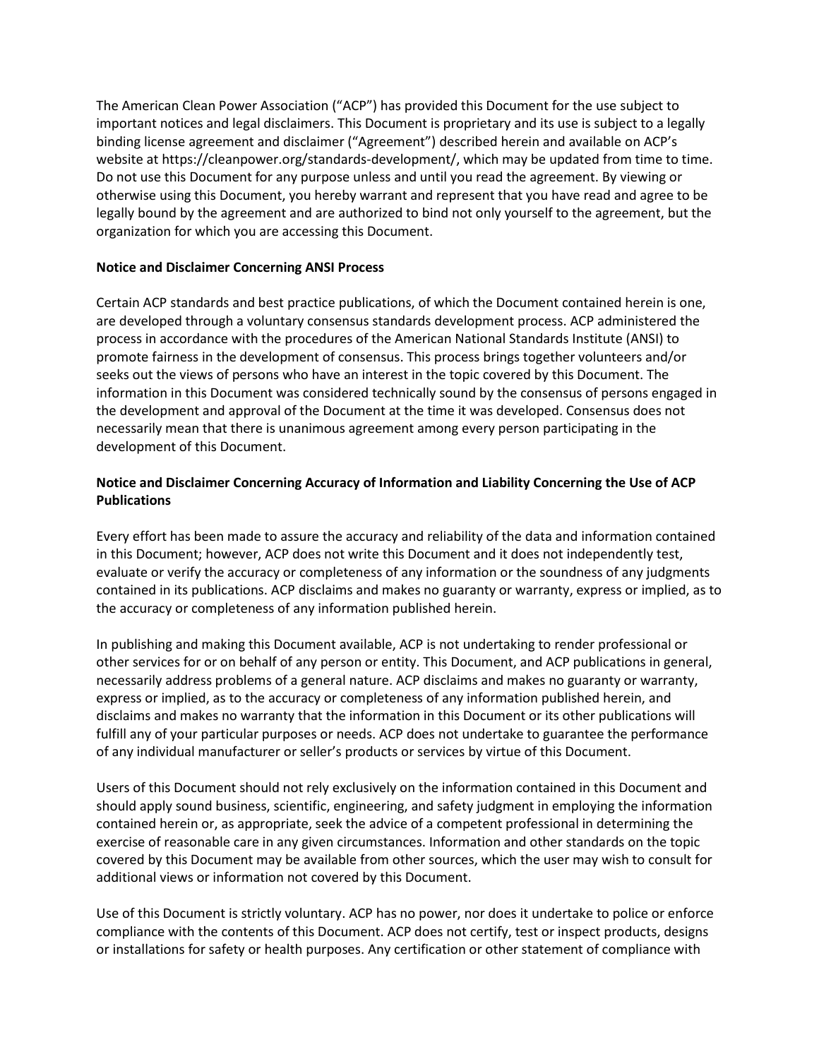The American Clean Power Association ("ACP") has provided this Document for the use subject to important notices and legal disclaimers. This Document is proprietary and its use is subject to a legally binding license agreement and disclaimer ("Agreement") described herein and available on ACP's website at https://cleanpower.org/standards-development/, which may be updated from time to time. Do not use this Document for any purpose unless and until you read the agreement. By viewing or otherwise using this Document, you hereby warrant and represent that you have read and agree to be legally bound by the agreement and are authorized to bind not only yourself to the agreement, but the organization for which you are accessing this Document.

**Notice and Disclaimer Concerning ANSI Process**

Certain ACP standards and best practice publications, of which the Document contained herein is one, are developed through a voluntary consensus standards development process. ACP administered the process in accordance with the procedures of the American National Standards Institute (ANSI) to promote fairness in the development of consensus. This process brings together volunteers and/or seeks out the views of persons who have an interest in the topic covered by this Document. The information in this Document was considered technically sound by the consensus of persons engaged in the development and approval of the Document at the time it was developed. Consensus does not necessarily mean that there is unanimous agreement among every person participating in the development of this Document.

**Notice and Disclaimer Concerning Accuracy of Information and Liability Concerning the Use of ACP Publications**

Every effort has been made to assure the accuracy and reliability of the data and information contained in this Document; however, ACP does not write this Document and it does not independently test, evaluate or verify the accuracy or completeness of any information or the soundness of any judgments contained in its publications. ACP disclaims and makes no guaranty or warranty, express or implied, as to the accuracy or completeness of any information published herein.

In publishing and making this Document available, ACP is not undertaking to render professional or other services for or on behalf of any person or entity. This Document, and ACP publications in general, necessarily address problems of a general nature. ACP disclaims and makes no guaranty or warranty, express or implied, as to the accuracy or completeness of any information published herein, and disclaims and makes no warranty that the information in this Document or its other publications will fulfill any of your particular purposes or needs. ACP does not undertake to guarantee the performance of any individual manufacturer or seller's products or services by virtue of this Document.

Users of this Document should not rely exclusively on the information contained in this Document and should apply sound business, scientific, engineering, and safety judgment in employing the information contained herein or, as appropriate, seek the advice of a competent professional in determining the exercise of reasonable care in any given circumstances. Information and other standards on the topic covered by this Document may be available from other sources, which the user may wish to consult for additional views or information not covered by this Document.

Use of this Document is strictly voluntary. ACP has no power, nor does it undertake to police or enforce compliance with the contents of this Document. ACP does not certify, test or inspect products, designs or installations for safety or health purposes. Any certification or other statement of compliance with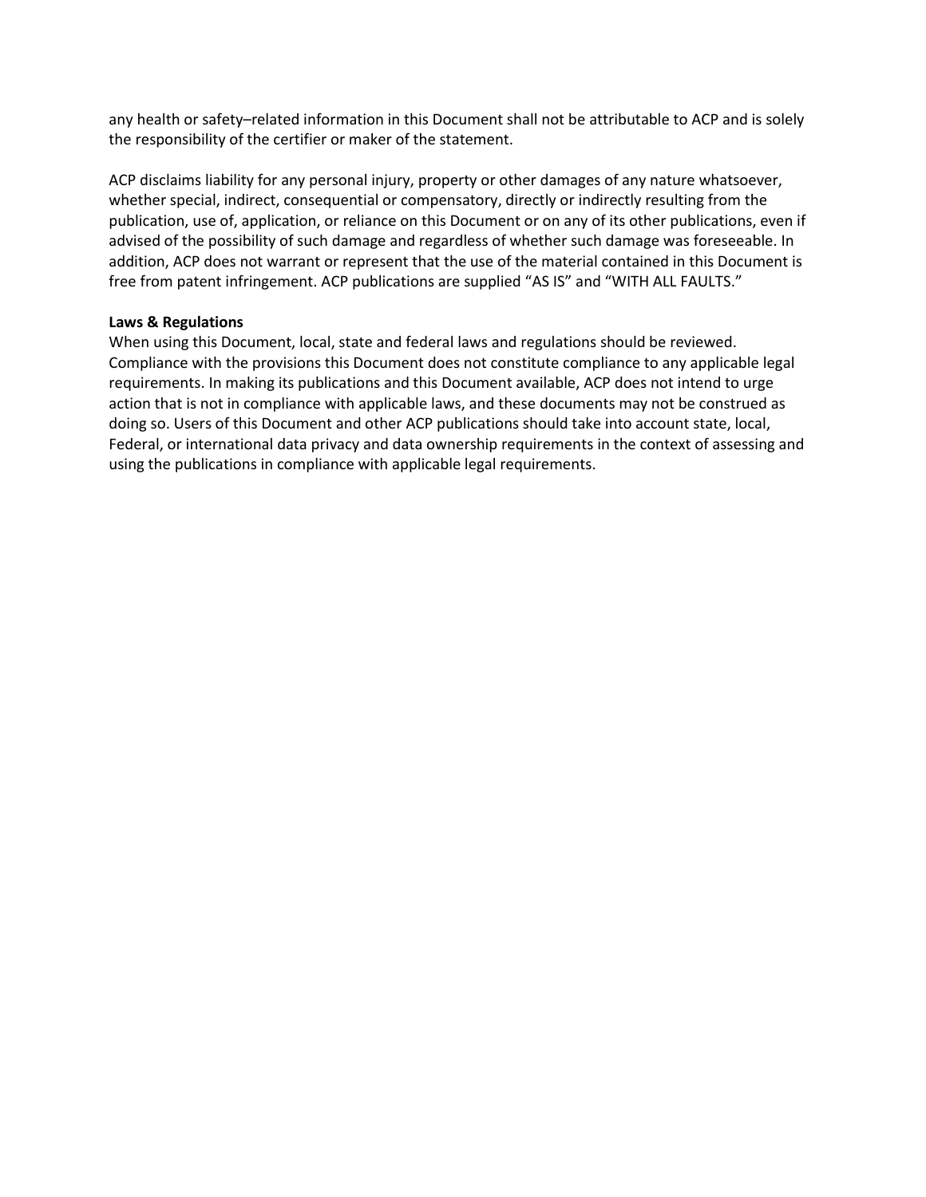any health or safety–related information in this Document shall not be attributable to ACP and is solely the responsibility of the certifier or maker of the statement.

ACP disclaims liability for any personal injury, property or other damages of any nature whatsoever, whether special, indirect, consequential or compensatory, directly or indirectly resulting from the publication, use of, application, or reliance on this Document or on any of its other publications, even if advised of the possibility of such damage and regardless of whether such damage was foreseeable. In addition, ACP does not warrant or represent that the use of the material contained in this Document is free from patent infringement. ACP publications are supplied "AS IS" and "WITH ALL FAULTS."

**Laws & Regulations**

When using this Document, local, state and federal laws and regulations should be reviewed. Compliance with the provisions this Document does not constitute compliance to any applicable legal requirements. In making its publications and this Document available, ACP does not intend to urge action that is not in compliance with applicable laws, and these documents may not be construed as doing so. Users of this Document and other ACP publications should take into account state, local, Federal, or international data privacy and data ownership requirements in the context of assessing and using the publications in compliance with applicable legal requirements.